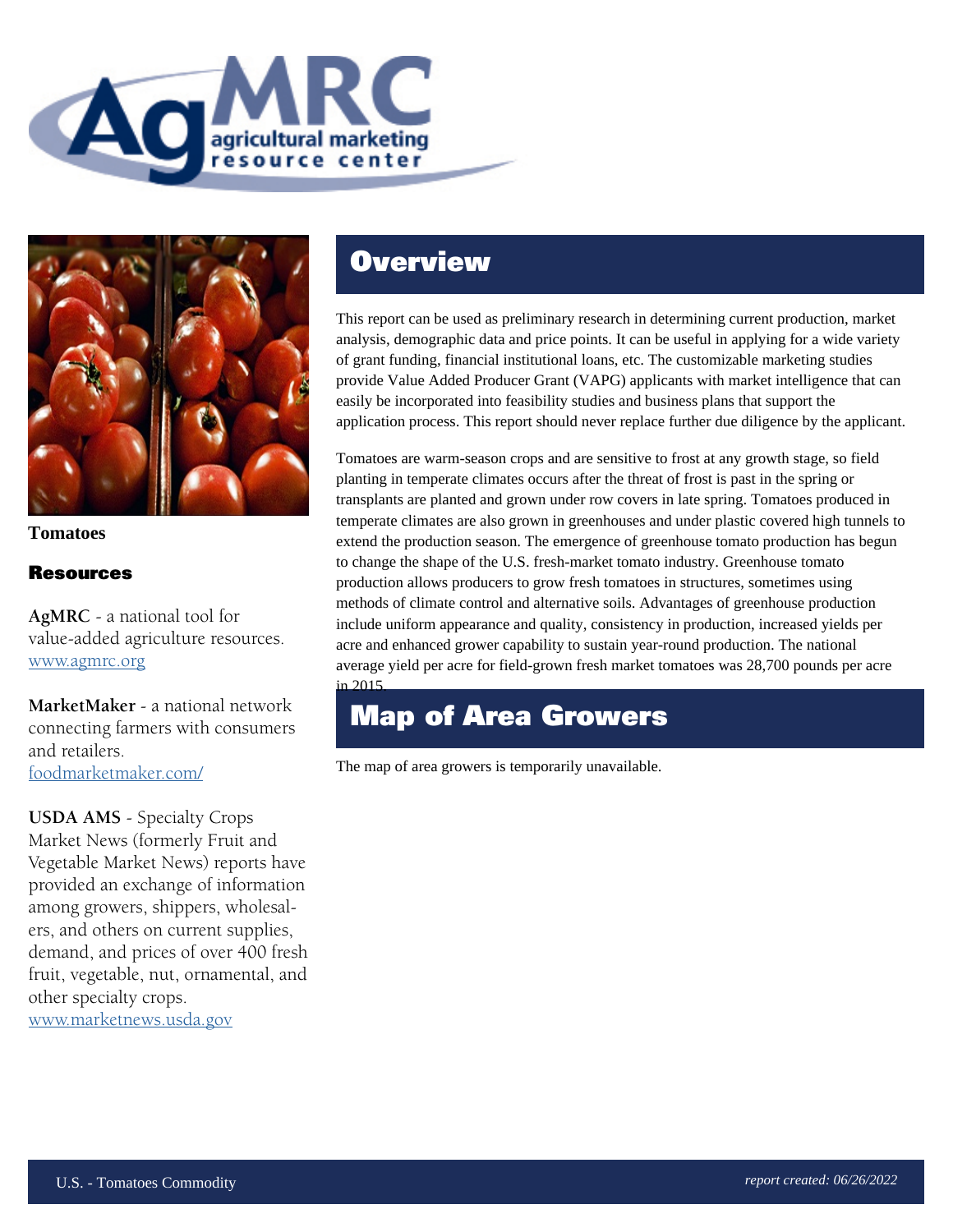**Tomatoes**

## Resources

**AgMRC** - a national tool for value-added agriculture resources. [www.agmrc.org](http://www.agmrc.org)

**MarketMaker** - a national network connecting farmers with consumers and retailers. [foodmarketmaker.com/](http://foodmarketmaker.com/)

**USDA AMS** - Specialty Crops Market News (formerly Fruit and Vegetable Market News) reports have provided an exchange of information among growers, shippers, wholesalers, and others on current supplies, demand, and prices of over 400 fresh fruit, vegetable, nut, ornamental, and other specialty crops. [www.marketnews.usda.gov](http://www.marketnews.usda.gov)

## Overview

This report can be used as preliminary research in determining current production, market analysis, demographic data and price points. It can be useful in applying for a wide variety of grant funding, financial institutional loans, etc. The customizable marketing studies provide Value Added Producer Grant (VAPG) applicants with market intelligence that can easily be incorporated into feasibility studies and business plans that support the application process. This report should never replace further due diligence by the applicant.

Tomatoes are warm-season crops and are sensitive to frost at any growth stage, so field planting in temperate climates occurs after the threat of frost is past in the spring or transplants are planted and grown under row covers in late spring. Tomatoes produced in temperate climates are also grown in greenhouses and under plastic covered high tunnels to extend the production season. The emergence of greenhouse tomato production has begun to change the shape of the U.S. fresh-market tomato industry. Greenhouse tomato production allows producers to grow fresh tomatoes in structures, sometimes using methods of climate control and alternative soils. Advantages of greenhouse production include uniform appearance and quality, consistency in production, increased yields per acre and enhanced grower capability to sustain year-round production. The national average yield per acre for field-grown fresh market tomatoes was 28,700 pounds per acre in 2015.

## Map of Area Growers

The map of area growers is temporarily unavailable.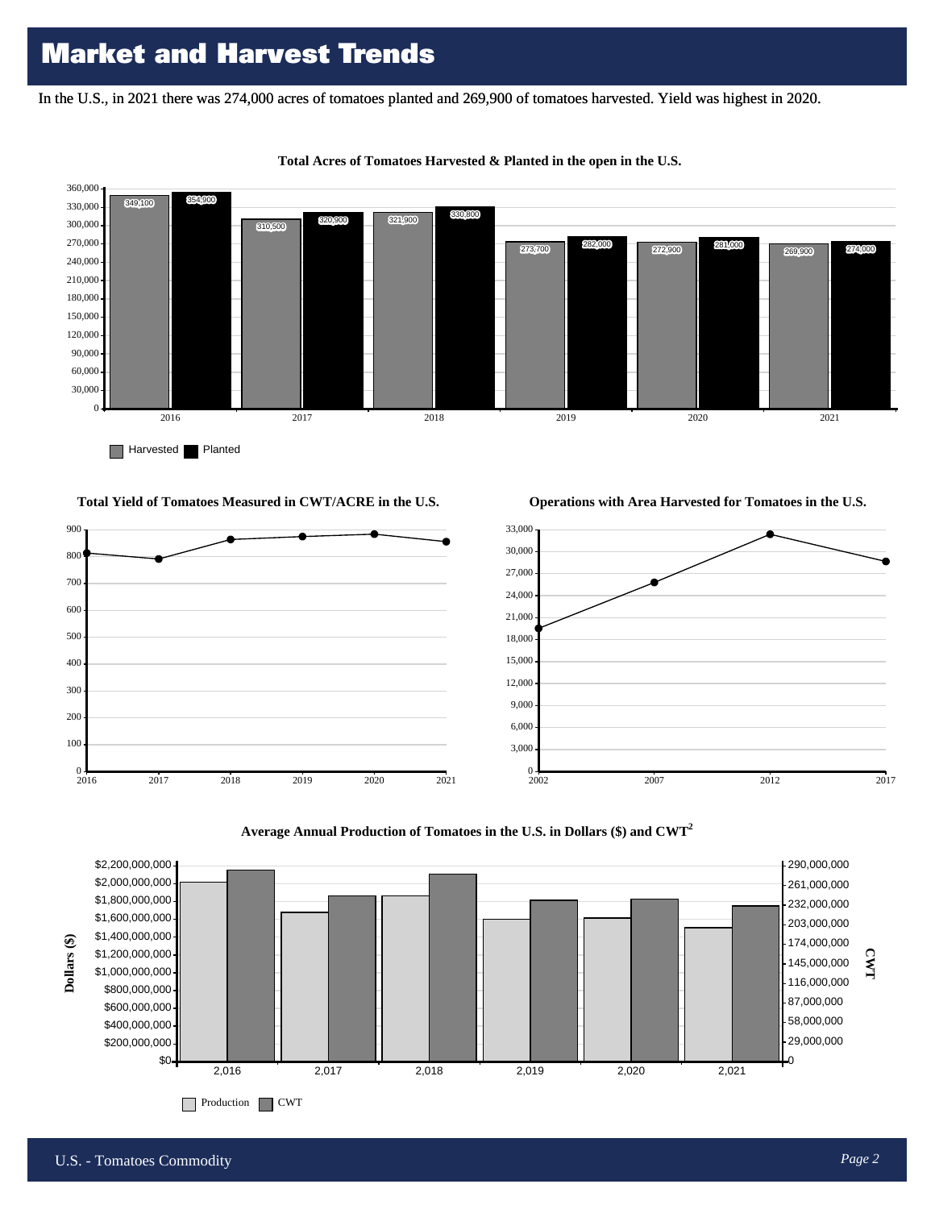# Market and Harvest Trends

In the U.S., in 2021 there was 274,000 acres of tomatoes planted and 269,900 of tomatoes harvested. Yield was highest in 2020.

**Total Acres of Tomatoes Harvested & Planted in the open in the U.S.**

| Year | Harvested | Planted |
|---|---|---|
| 2016 | 349,100 | 354,900 |
| 2017 | 310,500 | 320,900 |
| 2018 | 321,900 | 330,800 |
| 2019 | 273,700 | 282,000 |
| 2020 | 272,900 | 281,000 |
| 2021 | 269,900 | 274,000 |

**Total Yield of Tomatoes Measured in CWT/ACRE in the U.S.**

**Operations with Area Harvested for Tomatoes in the U.S.**

**Average Annual Production of Tomatoes in the U.S. in Dollars ($) and CWT[2]**

Production | CWT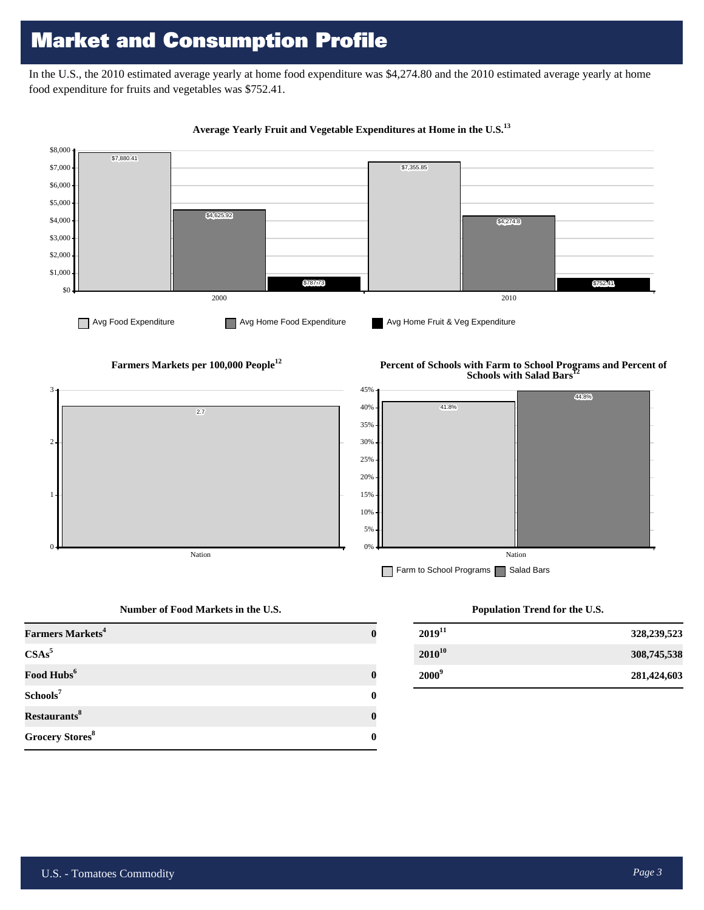# Market and Consumption Profile

In the U.S., the 2010 estimated average yearly at home food expenditure was $4,274.80 and the 2010 estimated average yearly at home food expenditure for fruits and vegetables was $752.41.

**Average Yearly Fruit and Vegetable Expenditures at Home in the U.S.**[13]

| Year | Avg Food Expenditure | Avg Home Food Expenditure | Avg Home Fruit & Veg Expenditure |
|---|---|---|---|
| 2000 | $7,880.41 | $4,625.92 | $787.73 |
| 2010 | $7,355.85 | $4,274.8 | $752.41 |

**Farmers Markets per 100,000 People**[12]

| | Farmers Markets per 100,000 People |
|---|---|
| Nation | 2.7 |

**Percent of Schools with Farm to School Programs and Percent of Schools with Salad Bars**[12]

| | Farm to School Programs | Salad Bars |
|---|---|---|
| Nation | 41.8% | 44.8% |

**Number of Food Markets in the U.S.**

| | |
|---|---|
| **Farmers Markets**[4] | **0** |
| **CSAs**[5] | |
| **Food Hubs**[6] | **0** |
| **Schools**[7] | **0** |
| **Restaurants**[8] | **0** |
| **Grocery Stores**[8] | **0** |

**Population Trend for the U.S.**

| | |
|---|---|
| **2019**[11] | **328,239,523** |
| **2010**[10] | **308,745,538** |
| **2000**[9] | **281,424,603** |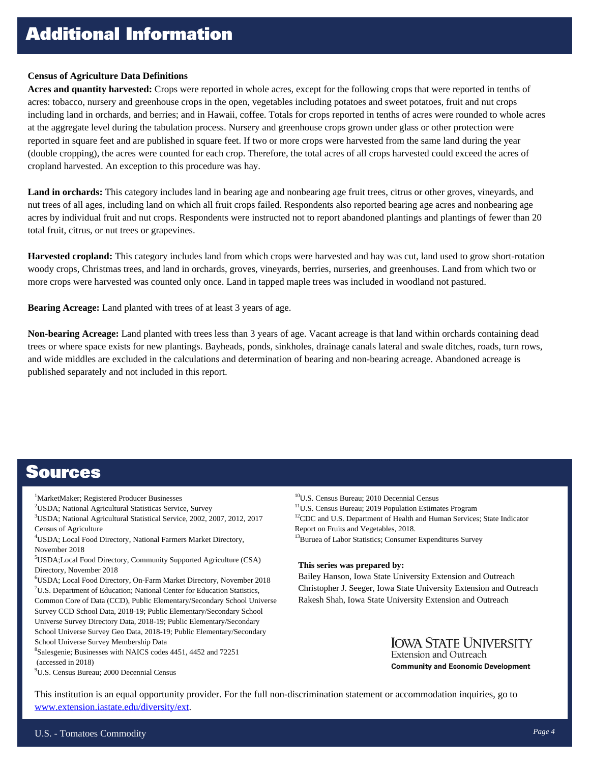# Additional Information

**Census of Agriculture Data Definitions**

**Acres and quantity harvested:** Crops were reported in whole acres, except for the following crops that were reported in tenths of acres: tobacco, nursery and greenhouse crops in the open, vegetables including potatoes and sweet potatoes, fruit and nut crops including land in orchards, and berries; and in Hawaii, coffee. Totals for crops reported in tenths of acres were rounded to whole acres at the aggregate level during the tabulation process. Nursery and greenhouse crops grown under glass or other protection were reported in square feet and are published in square feet. If two or more crops were harvested from the same land during the year (double cropping), the acres were counted for each crop. Therefore, the total acres of all crops harvested could exceed the acres of cropland harvested. An exception to this procedure was hay.

**Land in orchards:** This category includes land in bearing age and nonbearing age fruit trees, citrus or other groves, vineyards, and nut trees of all ages, including land on which all fruit crops failed. Respondents also reported bearing age acres and nonbearing age acres by individual fruit and nut crops. Respondents were instructed not to report abandoned plantings and plantings of fewer than 20 total fruit, citrus, or nut trees or grapevines.

**Harvested cropland:** This category includes land from which crops were harvested and hay was cut, land used to grow short-rotation woody crops, Christmas trees, and land in orchards, groves, vineyards, berries, nurseries, and greenhouses. Land from which two or more crops were harvested was counted only once. Land in tapped maple trees was included in woodland not pastured.

**Bearing Acreage:** Land planted with trees of at least 3 years of age.

**Non-bearing Acreage:** Land planted with trees less than 3 years of age. Vacant acreage is that land within orchards containing dead trees or where space exists for new plantings. Bayheads, ponds, sinkholes, drainage canals lateral and swale ditches, roads, turn rows, and wide middles are excluded in the calculations and determination of bearing and non-bearing acreage. Abandoned acreage is published separately and not included in this report.

# Sources

[1]MarketMaker; Registered Producer Businesses
[2]USDA; National Agricultural Statisticas Service, Survey
[3]USDA; National Agricultural Statistical Service, 2002, 2007, 2012, 2017 Census of Agriculture
[4]USDA; Local Food Directory, National Farmers Market Directory, November 2018
[5]USDA;Local Food Directory, Community Supported Agriculture (CSA) Directory, November 2018
[6]USDA; Local Food Directory, On-Farm Market Directory, November 2018
[7]U.S. Department of Education; National Center for Education Statistics, Common Core of Data (CCD), Public Elementary/Secondary School Universe Survey CCD School Data, 2018-19; Public Elementary/Secondary School Universe Survey Directory Data, 2018-19; Public Elementary/Secondary School Universe Survey Geo Data, 2018-19; Public Elementary/Secondary School Universe Survey Membership Data
[8]Salesgenie; Businesses with NAICS codes 4451, 4452 and 72251 (accessed in 2018)
[9]U.S. Census Bureau; 2000 Decennial Census
[10]U.S. Census Bureau; 2010 Decennial Census
[11]U.S. Census Bureau; 2019 Population Estimates Program
[12]CDC and U.S. Department of Health and Human Services; State Indicator Report on Fruits and Vegetables, 2018.
[13]Buruea of Labor Statistics; Consumer Expenditures Survey

**This series was prepared by:**

Bailey Hanson, Iowa State University Extension and Outreach
Christopher J. Seeger, Iowa State University Extension and Outreach
Rakesh Shah, Iowa State University Extension and Outreach

IOWA STATE UNIVERSITY
Extension and Outreach
**Community and Economic Development**

This institution is an equal opportunity provider. For the full non-discrimination statement or accommodation inquiries, go to www.extension.iastate.edu/diversity/ext.